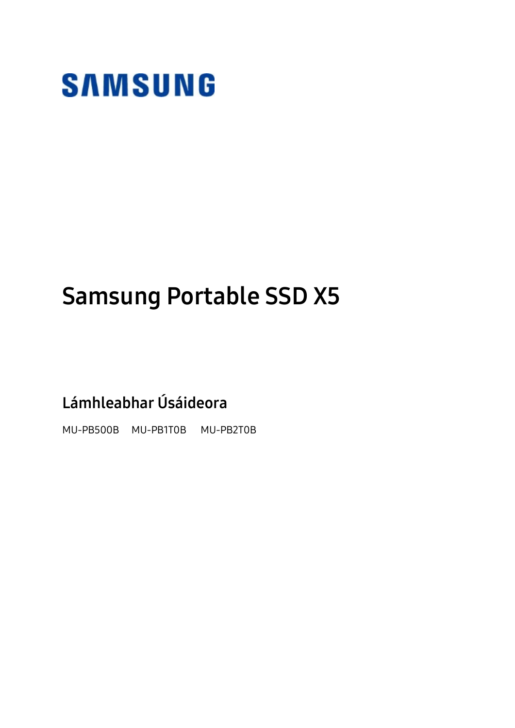SAMSUNG

# Samsung Portable SSD X5

## Lámhleabhar Úsáideora

MU-PB500B MU-PB1T0B MU-PB2T0B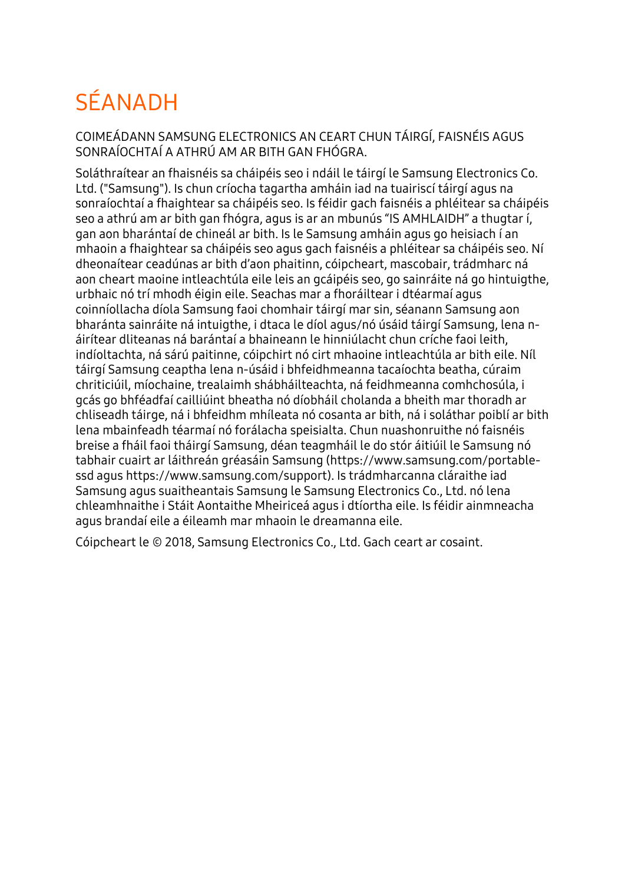# SÉANADH

COIMEÁDANN SAMSUNG ELECTRONICS AN CEART CHUN TÁIRGÍ, FAISNÉIS AGUS SONRAÍOCHTAÍ A ATHRÚ AM AR BITH GAN FHÓGRA.

Soláthraítear an fhaisnéis sa cháipéis seo i ndáil le táirgí le Samsung Electronics Co. Ltd. ("Samsung"). Is chun críocha tagartha amháin iad na tuairiscí táirgí agus na sonraíochtaí a fhaightear sa cháipéis seo. Is féidir gach faisnéis a phléitear sa cháipéis seo a athrú am ar bith gan fhógra, agus is ar an mbunús "IS AMHLAIDH" a thugtar í, gan aon bharántaí de chineál ar bith. Is le Samsung amháin agus go heisiach í an mhaoin a fhaightear sa cháipéis seo agus gach faisnéis a phléitear sa cháipéis seo. Ní dheonaítear ceadúnas ar bith d'aon phaitinn, cóipcheart, mascobair, trádmharc ná aon cheart maoine intleachtúla eile leis an gcáipéis seo, go sainráite ná go hintuigthe, urbhaic nó trí mhodh éigin eile. Seachas mar a fhoráiltear i dtéarmaí agus coinníollacha díola Samsung faoi chomhair táirgí mar sin, séanann Samsung aon bharánta sainráite ná intuigthe, i dtaca le díol agus/nó úsáid táirgí Samsung, lena n-áirítear dliteanas ná barántaí a bhaineann le hinniúlacht chun críche faoi leith, indíoltachta, ná sárú paitinne, cóipchirt nó cirt mhaoine intleachtúla ar bith eile. Níl táirgí Samsung ceaptha lena n-úsáid i bhfeidhmeanna tacaíochta beatha, cúraim chriticiúil, míochaine, trealaimh shábháilteachta, ná feidhmeanna comhchosúla, i gcás go bhféadfaí cailliúint bheatha nó díobháil cholanda a bheith mar thoradh ar chliseadh táirge, ná i bhfeidhm mhíleata nó cosanta ar bith, ná i soláthar poiblí ar bith lena mbainfeadh téarmaí nó forálacha speisialta. Chun nuashonruithe nó faisnéis breise a fháil faoi tháirgí Samsung, déan teagmháil le do stór áitiúil le Samsung nó tabhair cuairt ar láithreán gréasáin Samsung (https://www.samsung.com/portable-ssd agus https://www.samsung.com/support). Is trádmharcanna cláraithe iad Samsung agus suaitheantais Samsung le Samsung Electronics Co., Ltd. nó lena chleamhnaithe i Stáit Aontaithe Mheiriceá agus i dtíortha eile. Is féidir ainmneacha agus brandaí eile a éileamh mar mhaoin le dreamanna eile.

Cóipcheart le © 2018, Samsung Electronics Co., Ltd. Gach ceart ar cosaint.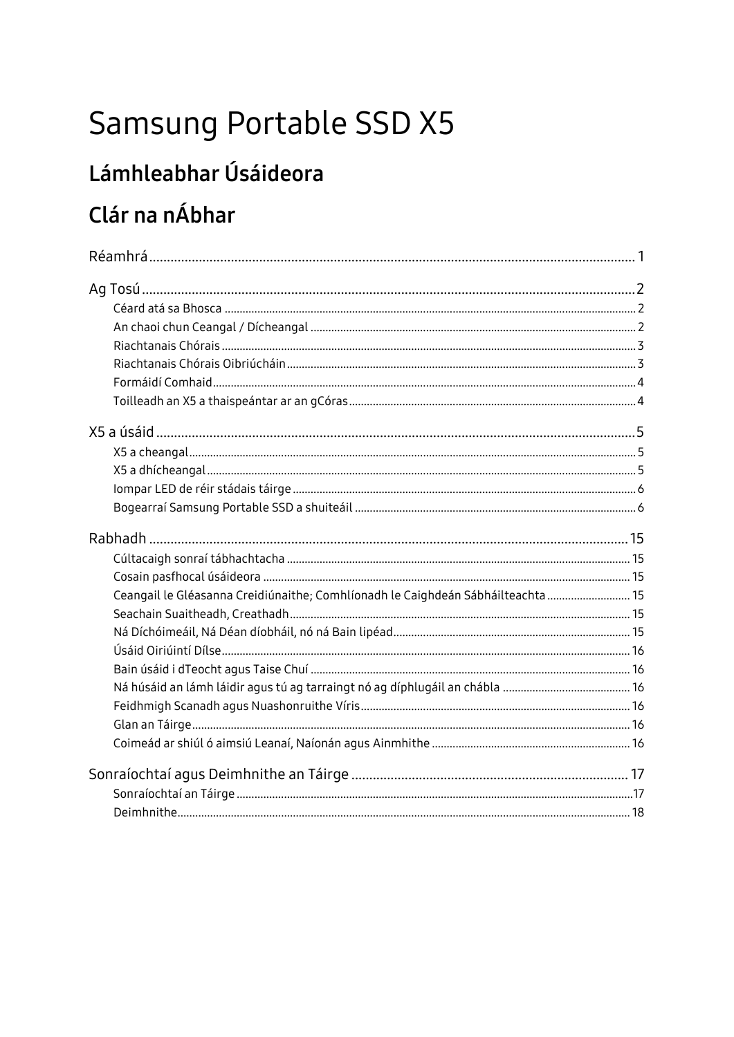# Samsung Portable SSD X5

## Lámhleabhar Úsáideora

## Clár na nÁbhar

Réamhrá ... 1

Ag Tosú ... 2

- Céard atá sa Bhosca ... 2
- An chaoi chun Ceangal / Dícheangal ... 2
- Riachtanais Chórais ... 3
- Riachtanais Chórais Oibriúcháin ... 3
- Formáidí Comhaid ... 4
- Toilleadh an X5 a thaispeántar ar an gCóras ... 4

X5 a úsáid ... 5

- X5 a cheangal ... 5
- X5 a dhícheangal ... 5
- Iompar LED de réir stádais táirge ... 6
- Bogearraí Samsung Portable SSD a shuiteáil ... 6

Rabhadh ... 15

- Cúltacaigh sonraí tábhachtacha ... 15
- Cosain pasfhocal úsáideora ... 15
- Ceangail le Gléasanna Creidiúnaithe; Comhlíonadh le Caighdeán Sábháilteachta ... 15
- Seachain Suaitheadh, Creathadh ... 15
- Ná Díchóimeáil, Ná Déan díobháil, nó ná Bain lipéad ... 15
- Úsáid Oiriúintí Dílse ... 16
- Bain úsáid i dTeocht agus Taise Chuí ... 16
- Ná húsáid an lámh láidir agus tú ag tarraingt nó ag díphlugáil an chábla ... 16
- Feidhmigh Scanadh agus Nuashonruithe Víris ... 16
- Glan an Táirge ... 16
- Coimeád ar shiúl ó aimsiú Leanaí, Naíonán agus Ainmhithe ... 16

Sonraíochtaí agus Deimhnithe an Táirge ... 17

- Sonraíochtaí an Táirge ... 17
- Deimhnithe ... 18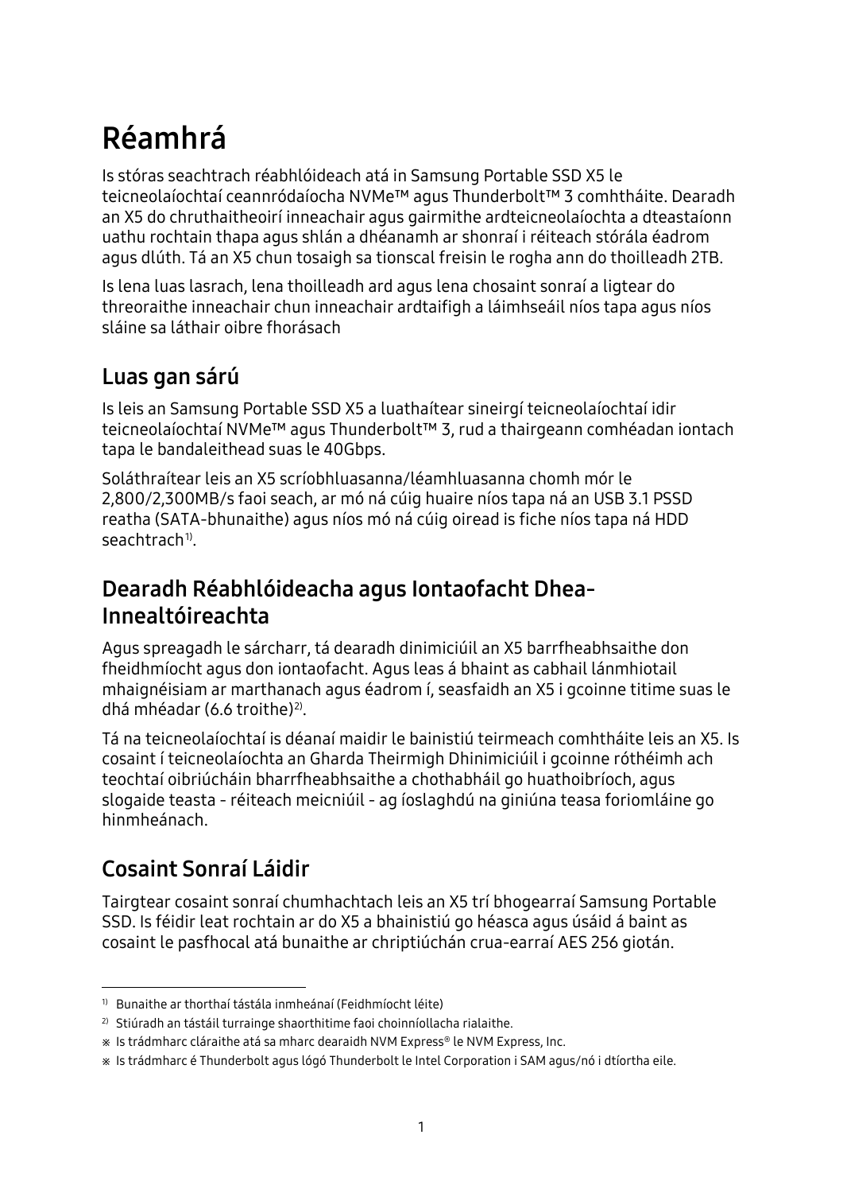# Réamhrá

Is stóras seachtrach réabhlóideach atá in Samsung Portable SSD X5 le teicneolaíochtaí ceannródaíocha NVMe™ agus Thunderbolt™ 3 comhtháite. Dearadh an X5 do chruthaitheoirí inneachair agus gairmithe ardteicneolaíochta a dteastaíonn uathu rochtain thapa agus shlán a dhéanamh ar shonraí i réiteach stórála éadrom agus dlúth. Tá an X5 chun tosaigh sa tionscal freisin le rogha ann do thoilleadh 2TB.

Is lena luas lasrach, lena thoilleadh ard agus lena chosaint sonraí a ligtear do threoraithe inneachair chun inneachair ardtaifigh a láimhseáil níos tapa agus níos sláine sa láthair oibre fhorásach

## Luas gan sárú

Is leis an Samsung Portable SSD X5 a luathaítear sineirgí teicneolaíochtaí idir teicneolaíochtaí NVMe™ agus Thunderbolt™ 3, rud a thairgeann comhéadan iontach tapa le bandaleithead suas le 40Gbps.

Soláthraítear leis an X5 scríobhluasanna/léamhluasanna chomh mór le 2,800/2,300MB/s faoi seach, ar mó ná cúig huaire níos tapa ná an USB 3.1 PSSD reatha (SATA-bhunaithe) agus níos mó ná cúig oiread is fiche níos tapa ná HDD seachtrach[1].

## Dearadh Réabhlóideacha agus Iontaofacht Dhea-Innealtóireachta

Agus spreagadh le sárcharr, tá dearadh dinimiciúil an X5 barrfheabhsaithe don fheidhmíocht agus don iontaofacht. Agus leas á bhaint as cabhail lánmhiotail mhaignéisiam ar marthanach agus éadrom í, seasfaidh an X5 i gcoinne titime suas le dhá mhéadar (6.6 troithe)[2].

Tá na teicneolaíochtaí is déanaí maidir le bainistiú teirmeach comhtháite leis an X5. Is cosaint í teicneolaíochta an Gharda Theirmigh Dhinimiciúil i gcoinne róthéimh ach teochtaí oibriúcháin bharrfheabhsaithe a chothabháil go huathoibríoch, agus slogaide teasta - réiteach meicniúil - ag íoslaghdú na giniúna teasa foriomláine go hinmheánach.

## Cosaint Sonraí Láidir

Tairgtear cosaint sonraí chumhachtach leis an X5 trí bhogearraí Samsung Portable SSD. Is féidir leat rochtain ar do X5 a bhainistiú go héasca agus úsáid á baint as cosaint le pasfhocal atá bunaithe ar chriptiúchán crua-earraí AES 256 giotán.

---

[1] Bunaithe ar thorthaí tástála inmheánaí (Feidhmíocht léite)

[2] Stiúradh an tástáil turrainge shaorthitime faoi choinníollacha rialaithe.

※ Is trádmharc cláraithe atá sa mharc dearaidh NVM Express® le NVM Express, Inc.

※ Is trádmharc é Thunderbolt agus lógó Thunderbolt le Intel Corporation i SAM agus/nó i dtíortha eile.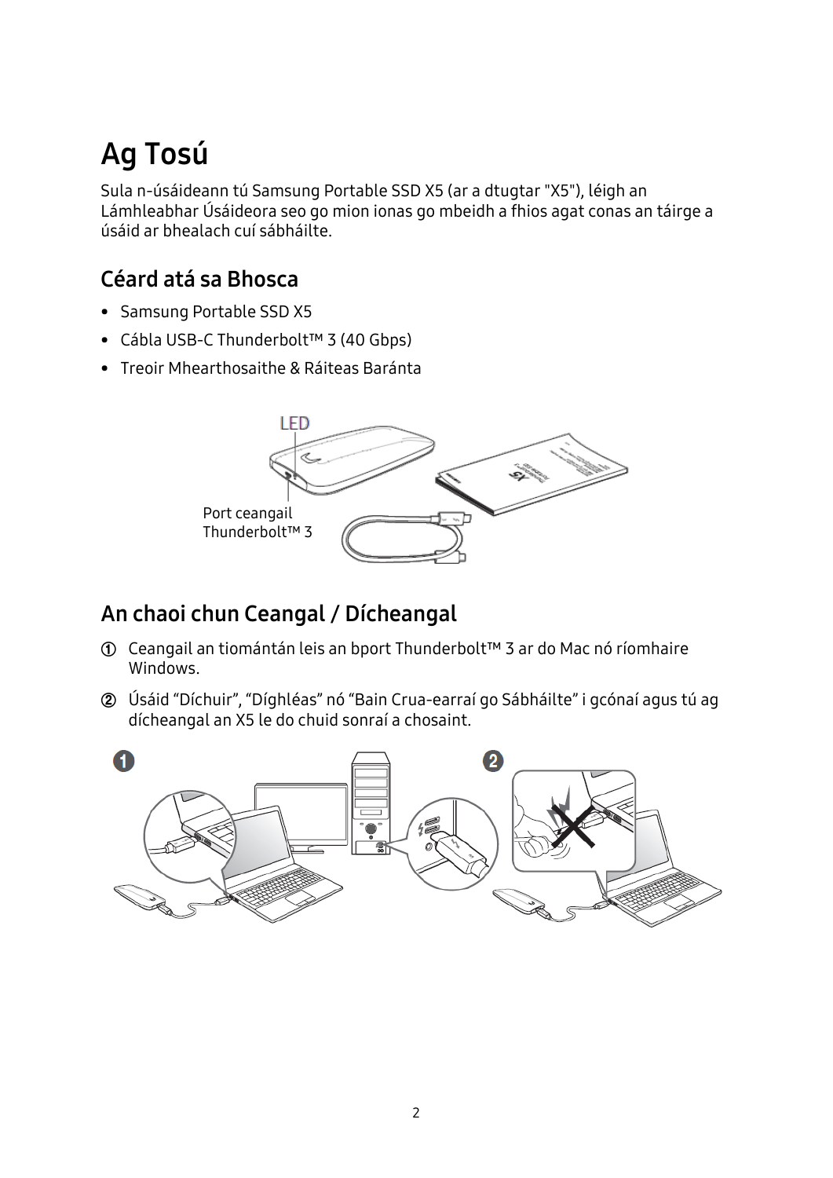# Ag Tosú

Sula n-úsáideann tú Samsung Portable SSD X5 (ar a dtugtar "X5"), léigh an Lámhleabhar Úsáideora seo go mion ionas go mbeidh a fhios agat conas an táirge a úsáid ar bhealach cuí sábháilte.

## Céard atá sa Bhosca

- Samsung Portable SSD X5
- Cábla USB-C Thunderbolt™ 3 (40 Gbps)
- Treoir Mhearthosaithe & Ráiteas Baránta

LED

Port ceangail Thunderbolt™ 3

## An chaoi chun Ceangal / Dícheangal

① Ceangail an tiomántán leis an bport Thunderbolt™ 3 ar do Mac nó ríomhaire Windows.

② Úsáid "Díchuir", "Díghléas" nó "Bain Crua-earraí go Sábháilte" i gcónaí agus tú ag dícheangal an X5 le do chuid sonraí a chosaint.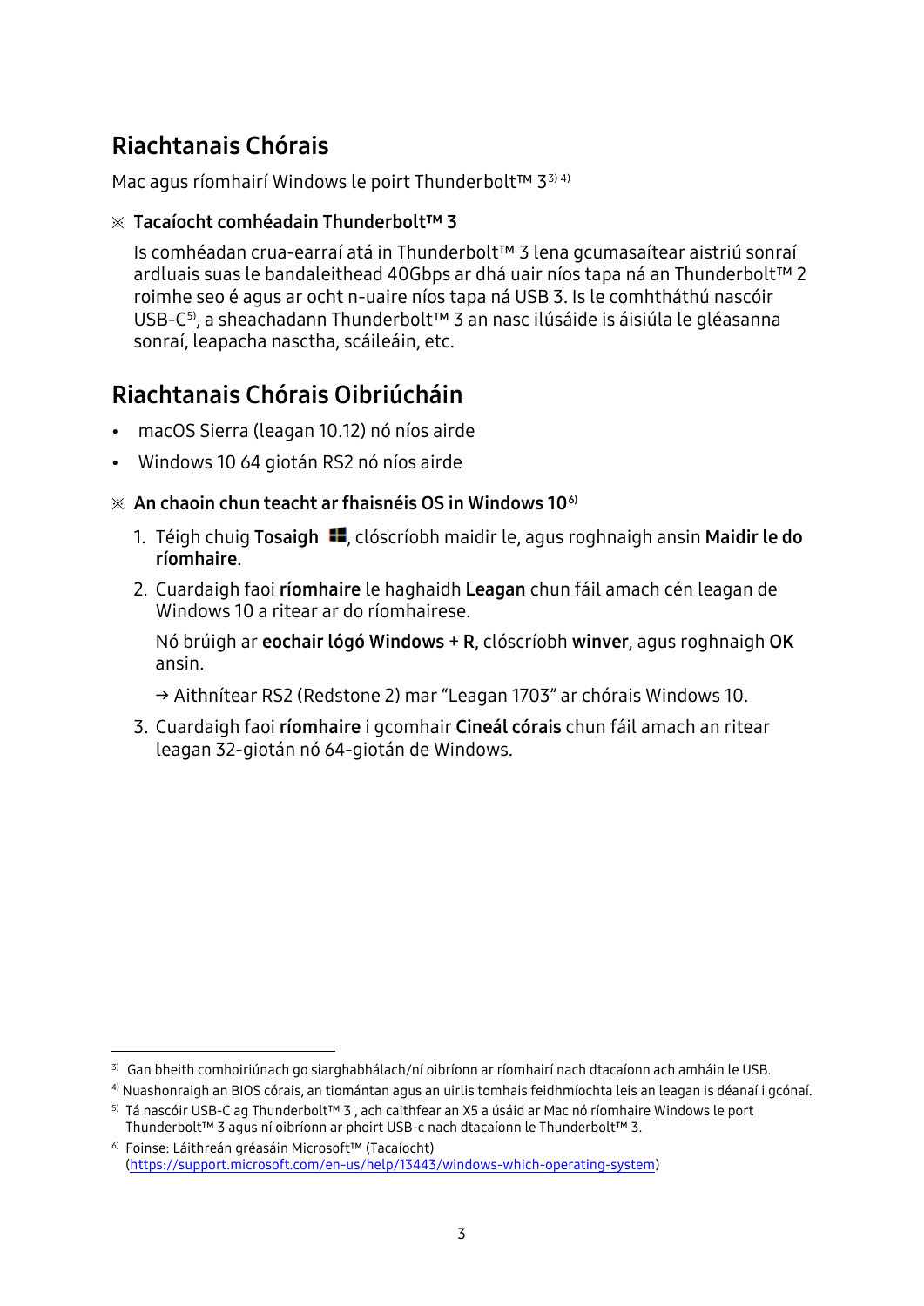## Riachtanais Chórais

Mac agus ríomhairí Windows le poirt Thunderbolt™ 3[3] [4]

※ **Tacaíocht comhéadain Thunderbolt™ 3**

Is comhéadan crua-earraí atá in Thunderbolt™ 3 lena gcumasaítear aistriú sonraí ardluais suas le bandaleithead 40Gbps ar dhá uair níos tapa ná an Thunderbolt™ 2 roimhe seo é agus ar ocht n-uaire níos tapa ná USB 3. Is le comhtháthú nascóir USB-C[5], a sheachadann Thunderbolt™ 3 an nasc ilúsáide is áisiúla le gléasanna sonraí, leapacha nasctha, scáileáin, etc.

## Riachtanais Chórais Oibriúcháin

- macOS Sierra (leagan 10.12) nó níos airde
- Windows 10 64 giotán RS2 nó níos airde

※ **An chaoin chun teacht ar fhaisnéis OS in Windows 10**[6]

1. Téigh chuig **Tosaigh** ⊞, clóscríobh maidir le, agus roghnaigh ansin **Maidir le do ríomhaire**.
2. Cuardaigh faoi **ríomhaire** le haghaidh **Leagan** chun fáil amach cén leagan de Windows 10 a ritear ar do ríomhairese.

   Nó brúigh ar **eochair lógó Windows** + **R**, clóscríobh **winver**, agus roghnaigh **OK** ansin.

   → Aithnítear RS2 (Redstone 2) mar "Leagan 1703" ar chórais Windows 10.
3. Cuardaigh faoi **ríomhaire** i gcomhair **Cineál córais** chun fáil amach an ritear leagan 32-giotán nó 64-giotán de Windows.

---

[3] Gan bheith comhoiriúnach go siarghabhálach/ní oibríonn ar ríomhairí nach dtacaíonn ach amháin le USB.

[4] Nuashonraigh an BIOS córais, an tiomántan agus an uirlis tomhais feidhmíochta leis an leagan is déanaí i gcónaí.

[5] Tá nascóir USB-C ag Thunderbolt™ 3 , ach caithfear an X5 a úsáid ar Mac nó ríomhaire Windows le port Thunderbolt™ 3 agus ní oibríonn ar phoirt USB-c nach dtacaíonn le Thunderbolt™ 3.

[6] Foinse: Láithreán gréasáin Microsoft™ (Tacaíocht) (https://support.microsoft.com/en-us/help/13443/windows-which-operating-system)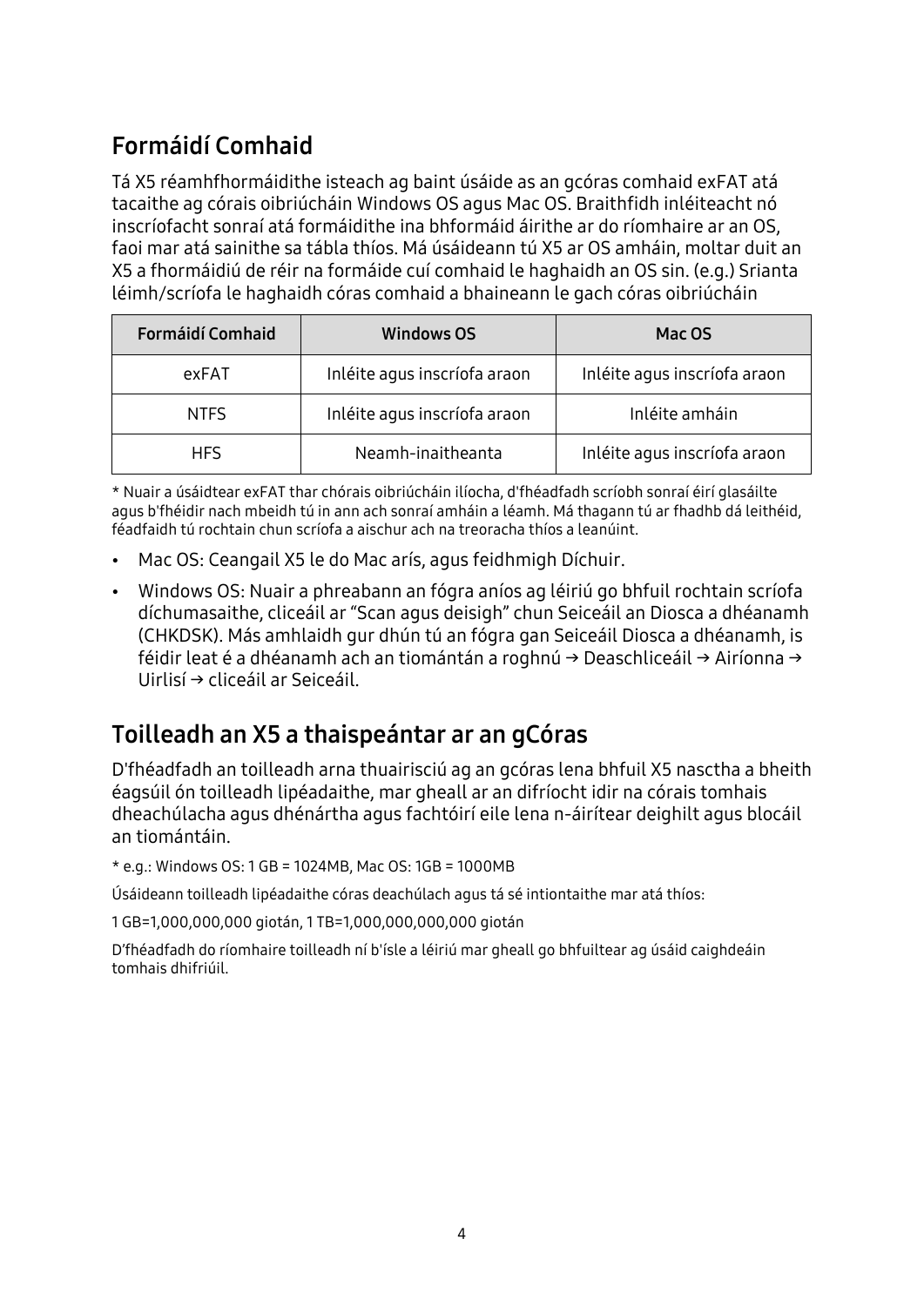## Formáidí Comhaid

Tá X5 réamhfhormáidithe isteach ag baint úsáide as an gcóras comhaid exFAT atá tacaithe ag córais oibriúcháin Windows OS agus Mac OS. Braithfidh inléiteacht nó inscríofacht sonraí atá formáidithe ina bhformáid áirithe ar do ríomhaire ar an OS, faoi mar atá sainithe sa tábla thíos. Má úsáideann tú X5 ar OS amháin, moltar duit an X5 a fhormáidiú de réir na formáide cuí comhaid le haghaidh an OS sin. (e.g.) Srianta léimh/scríofa le haghaidh córas comhaid a bhaineann le gach córas oibriúcháin

| Formáidí Comhaid | Windows OS | Mac OS |
|---|---|---|
| exFAT | Inléite agus inscríofa araon | Inléite agus inscríofa araon |
| NTFS | Inléite agus inscríofa araon | Inléite amháin |
| HFS | Neamh-inaitheanta | Inléite agus inscríofa araon |

* Nuair a úsáidtear exFAT thar chórais oibriúcháin ilíocha, d'fhéadfadh scríobh sonraí éirí glasáilte agus b'fhéidir nach mbeidh tú in ann ach sonraí amháin a léamh. Má thagann tú ar fhadhb dá leithéid, féadfaidh tú rochtain chun scríofa a aischur ach na treoracha thíos a leanúint.

- Mac OS: Ceangail X5 le do Mac arís, agus feidhmigh Díchuir.
- Windows OS: Nuair a phreabann an fógra aníos ag léiriú go bhfuil rochtain scríofa díchumasaithe, cliceáil ar "Scan agus deisigh" chun Seiceáil an Diosca a dhéanamh (CHKDSK). Más amhlaidh gur dhún tú an fógra gan Seiceáil Diosca a dhéanamh, is féidir leat é a dhéanamh ach an tiomántán a roghnú → Deaschliceáil → Airíonna → Uirlisí → cliceáil ar Seiceáil.

## Toilleadh an X5 a thaispeántar ar an gCóras

D'fhéadfadh an toilleadh arna thuairisciú ag an gcóras lena bhfuil X5 nasctha a bheith éagsúil ón toilleadh lipéadaithe, mar gheall ar an difríocht idir na córais tomhais dheachúlacha agus dhénártha agus fachtóirí eile lena n-áirítear deighilt agus blocáil an tiomántáin.

* e.g.: Windows OS: 1 GB = 1024MB, Mac OS: 1GB = 1000MB

Úsáideann toilleadh lipéadaithe córas deachúlach agus tá sé intiontaithe mar atá thíos:

1 GB=1,000,000,000 giotán, 1 TB=1,000,000,000,000 giotán

D'fhéadfadh do ríomhaire toilleadh ní b'ísle a léiriú mar gheall go bhfuiltear ag úsáid caighdeáin tomhais dhifriúil.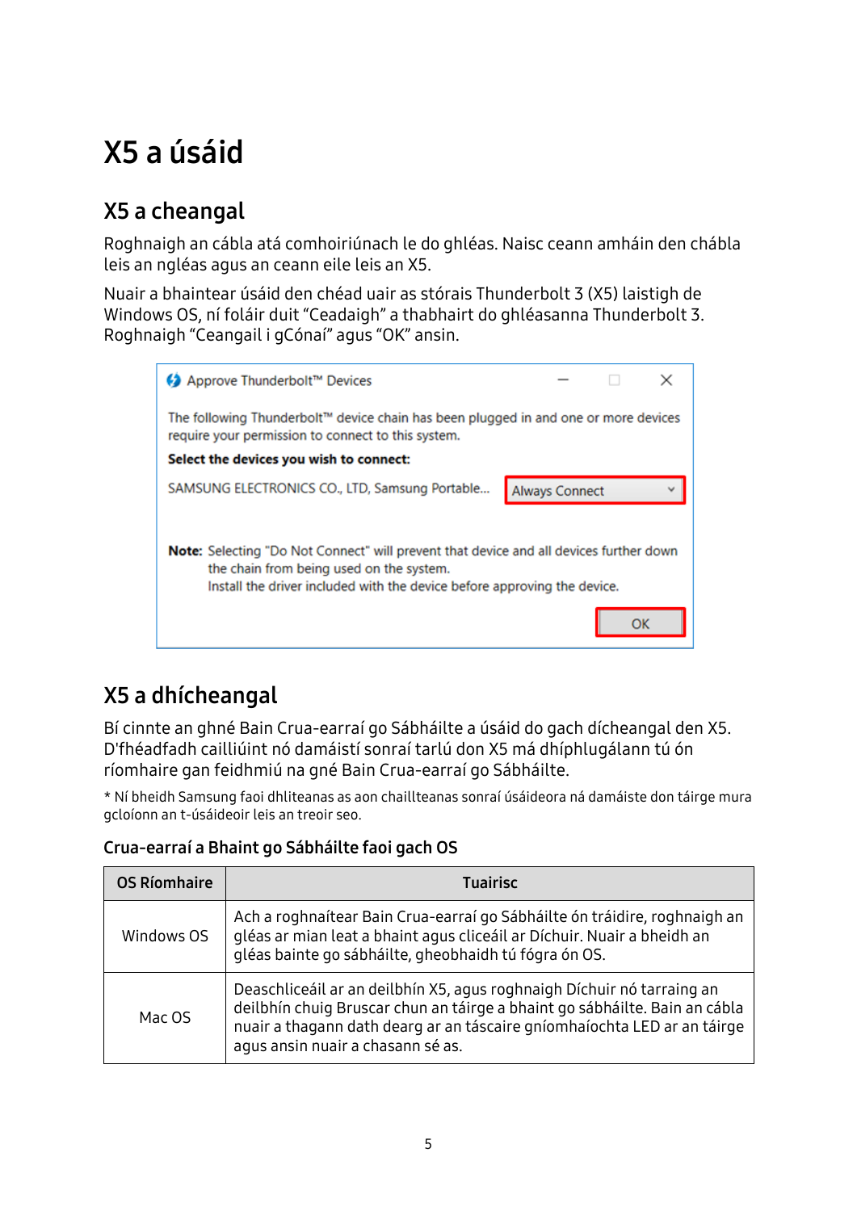# X5 a úsáid

## X5 a cheangal

Roghnaigh an cábla atá comhoiriúnach le do ghléas. Naisc ceann amháin den chábla leis an ngléas agus an ceann eile leis an X5.

Nuair a bhaintear úsáid den chéad uair as stórais Thunderbolt 3 (X5) laistigh de Windows OS, ní foláir duit “Ceadaigh” a thabhairt do ghléasanna Thunderbolt 3. Roghnaigh “Ceangail i gCónaí” agus “OK” ansin.

Approve Thunderbolt™ Devices

The following Thunderbolt™ device chain has been plugged in and one or more devices require your permission to connect to this system.

**Select the devices you wish to connect:**

SAMSUNG ELECTRONICS CO., LTD, Samsung Portable... Always Connect

**Note:** Selecting "Do Not Connect" will prevent that device and all devices further down the chain from being used on the system.
Install the driver included with the device before approving the device.

OK

## X5 a dhícheangal

Bí cinnte an ghné Bain Crua-earraí go Sábháilte a úsáid do gach dícheangal den X5. D'fhéadfadh cailliúint nó damáistí sonraí tarlú don X5 má dhíphlugálann tú ón ríomhaire gan feidhmiú na gné Bain Crua-earraí go Sábháilte.

* Ní bheidh Samsung faoi dhliteanas as aon chaillteanas sonraí úsáideora ná damáiste don táirge mura gcloíonn an t-úsáideoir leis an treoir seo.

### Crua-earraí a Bhaint go Sábháilte faoi gach OS

| OS Ríomhaire | Tuairisc |
|---|---|
| Windows OS | Ach a roghnaítear Bain Crua-earraí go Sábháilte ón tráidire, roghnaigh an gléas ar mian leat a bhaint agus cliceáil ar Díchuir. Nuair a bheidh an gléas bainte go sábháilte, gheobhaidh tú fógra ón OS. |
| Mac OS | Deaschliceáil ar an deilbhín X5, agus roghnaigh Díchuir nó tarraing an deilbhín chuig Bruscar chun an táirge a bhaint go sábháilte. Bain an cábla nuair a thagann dath dearg ar an táscaire gníomhaíochta LED ar an táirge agus ansin nuair a chasann sé as. |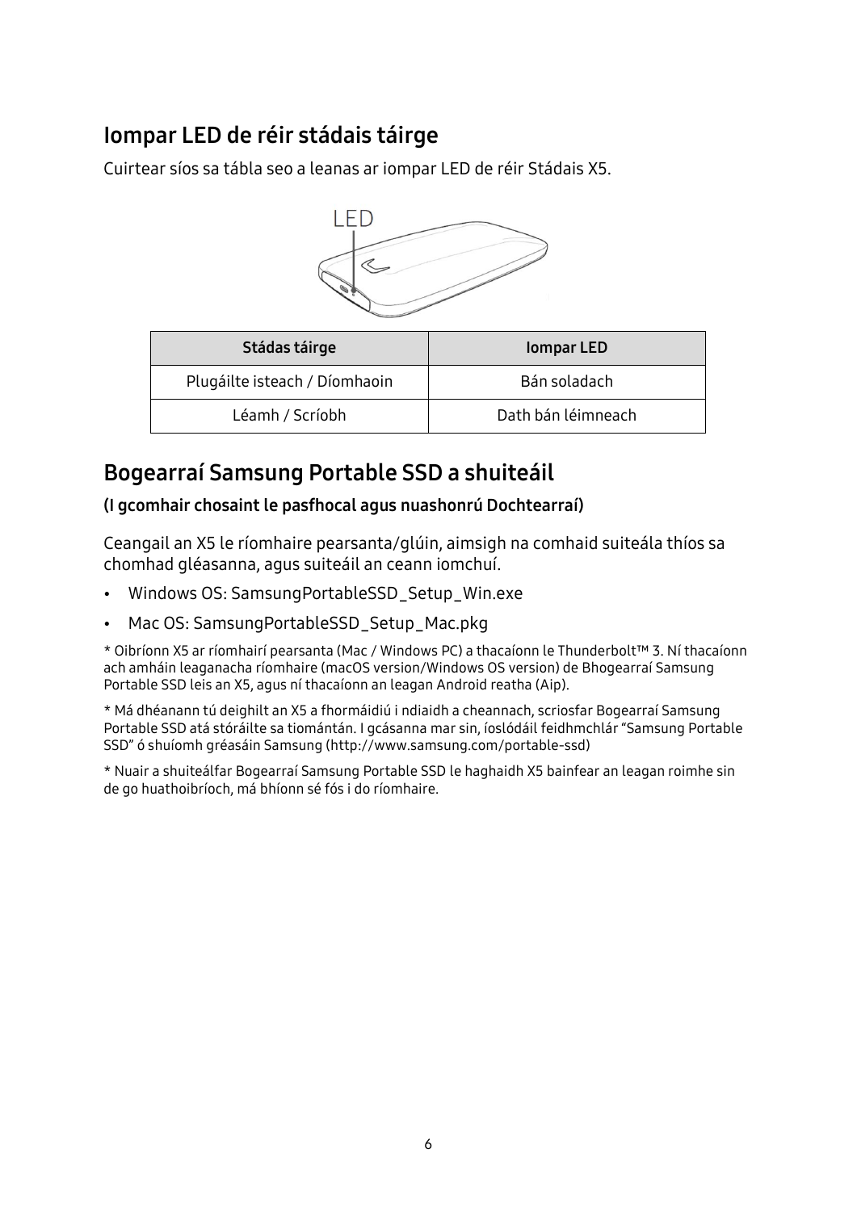## Iompar LED de réir stádais táirge

Cuirtear síos sa tábla seo a leanas ar iompar LED de réir Stádais X5.

| Stádas táirge | Iompar LED |
| --- | --- |
| Plugáilte isteach / Díomhaoin | Bán soladach |
| Léamh / Scríobh | Dath bán léimneach |

## Bogearraí Samsung Portable SSD a shuiteáil

**(I gcomhair chosaint le pasfhocal agus nuashonrú Dochtearraí)**

Ceangail an X5 le ríomhaire pearsanta/glúin, aimsigh na comhaid suiteála thíos sa chomhad gléasanna, agus suiteáil an ceann iomchuí.

- Windows OS: SamsungPortableSSD_Setup_Win.exe
- Mac OS: SamsungPortableSSD_Setup_Mac.pkg

* Oibríonn X5 ar ríomhairí pearsanta (Mac / Windows PC) a thacaíonn le Thunderbolt™ 3. Ní thacaíonn ach amháin leaganacha ríomhaire (macOS version/Windows OS version) de Bhogearraí Samsung Portable SSD leis an X5, agus ní thacaíonn an leagan Android reatha (Aip).

* Má dhéanann tú deighilt an X5 a fhormáidiú i ndiaidh a cheannach, scriosfar Bogearraí Samsung Portable SSD atá stóráilte sa tiomántán. I gcásanna mar sin, íoslódáil feidhmchlár "Samsung Portable SSD" ó shuíomh gréasáin Samsung (http://www.samsung.com/portable-ssd)

* Nuair a shuiteálfar Bogearraí Samsung Portable SSD le haghaidh X5 bainfear an leagan roimhe sin de go huathoibríoch, má bhíonn sé fós i do ríomhaire.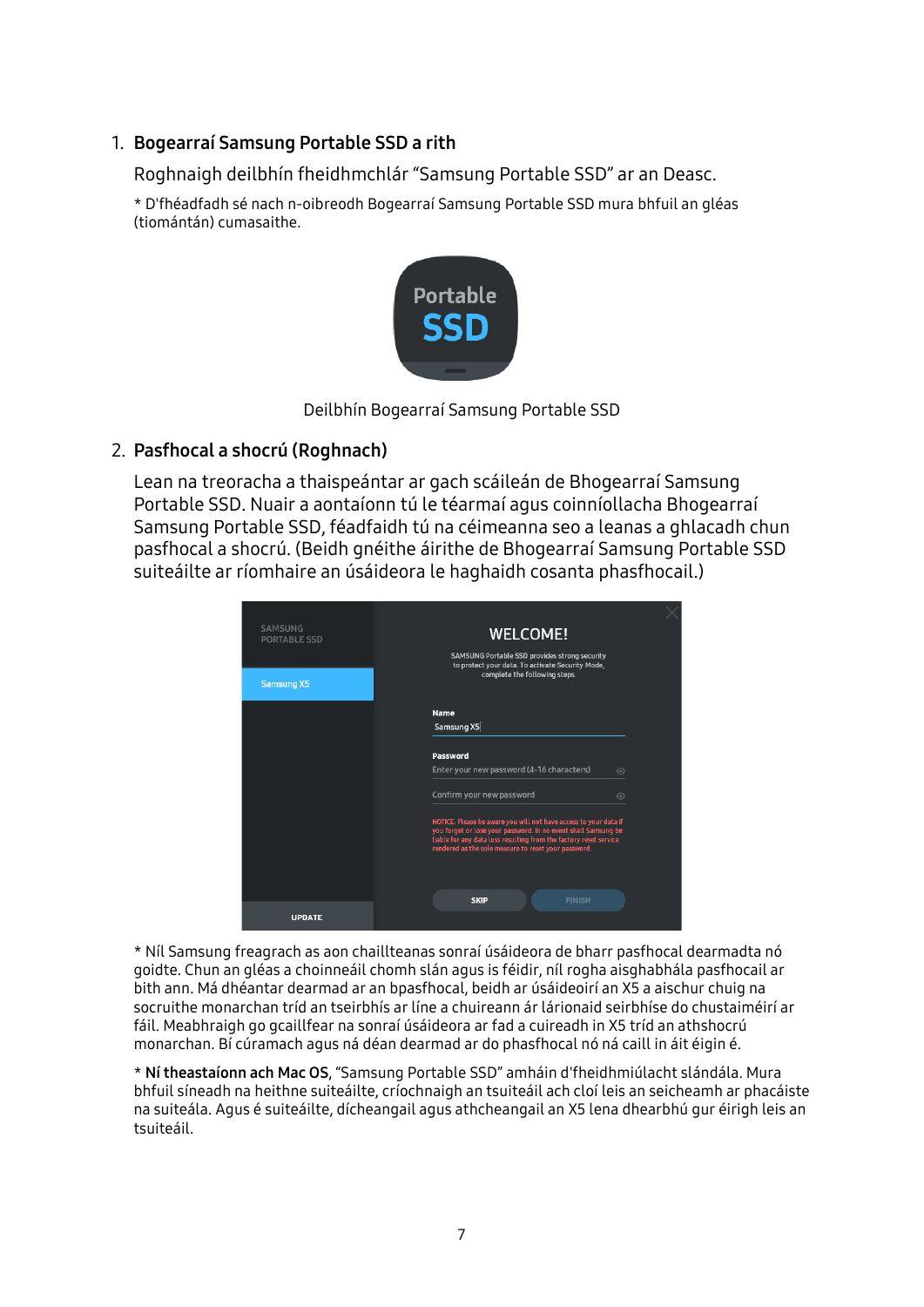1. **Bogearraí Samsung Portable SSD a rith**

   Roghnaigh deilbhín fheidhmchlár "Samsung Portable SSD" ar an Deasc.

   * D'fhéadfadh sé nach n-oibreodh Bogearraí Samsung Portable SSD mura bhfuil an gléas (tiomántán) cumasaithe.

   Deilbhín Bogearraí Samsung Portable SSD

2. **Pasfhocal a shocrú (Roghnach)**

   Lean na treoracha a thaispeántar ar gach scáileán de Bhogearraí Samsung Portable SSD. Nuair a aontaíonn tú le téarmaí agus coinníollacha Bhogearraí Samsung Portable SSD, féadfaidh tú na céimeanna seo a leanas a ghlacadh chun pasfhocal a shocrú. (Beidh gnéithe áirithe de Bhogearraí Samsung Portable SSD suiteáilte ar ríomhaire an úsáideora le haghaidh cosanta phasfhocail.)

   * Níl Samsung freagrach as aon chaillteanas sonraí úsáideora de bharr pasfhocal dearmadta nó goidte. Chun an gléas a choinneáil chomh slán agus is féidir, níl rogha aisghabhála pasfhocail ar bith ann. Má dhéantar dearmad ar an bpasfhocal, beidh ar úsáideoirí an X5 a aischur chuig na socruithe monarchan tríd an tseirbhís ar líne a chuireann ár lárionaid seirbhíse do chustaiméirí ar fáil. Meabhraigh go gcaillfear na sonraí úsáideora ar fad a cuireadh in X5 tríd an athshocrú monarchan. Bí cúramach agus ná déan dearmad ar do phasfhocal nó ná caill in áit éigin é.

   * **Ní theastaíonn ach Mac OS**, "Samsung Portable SSD" amháin d'fheidhmiúlacht slándála. Mura bhfuil síneadh na heithne suiteáilte, críochnaigh an tsuiteáil ach cloí leis an seicheamh ar phacáiste na suiteála. Agus é suiteáilte, dícheangail agus athcheangail an X5 lena dhearbhú gur éirigh leis an tsuiteáil.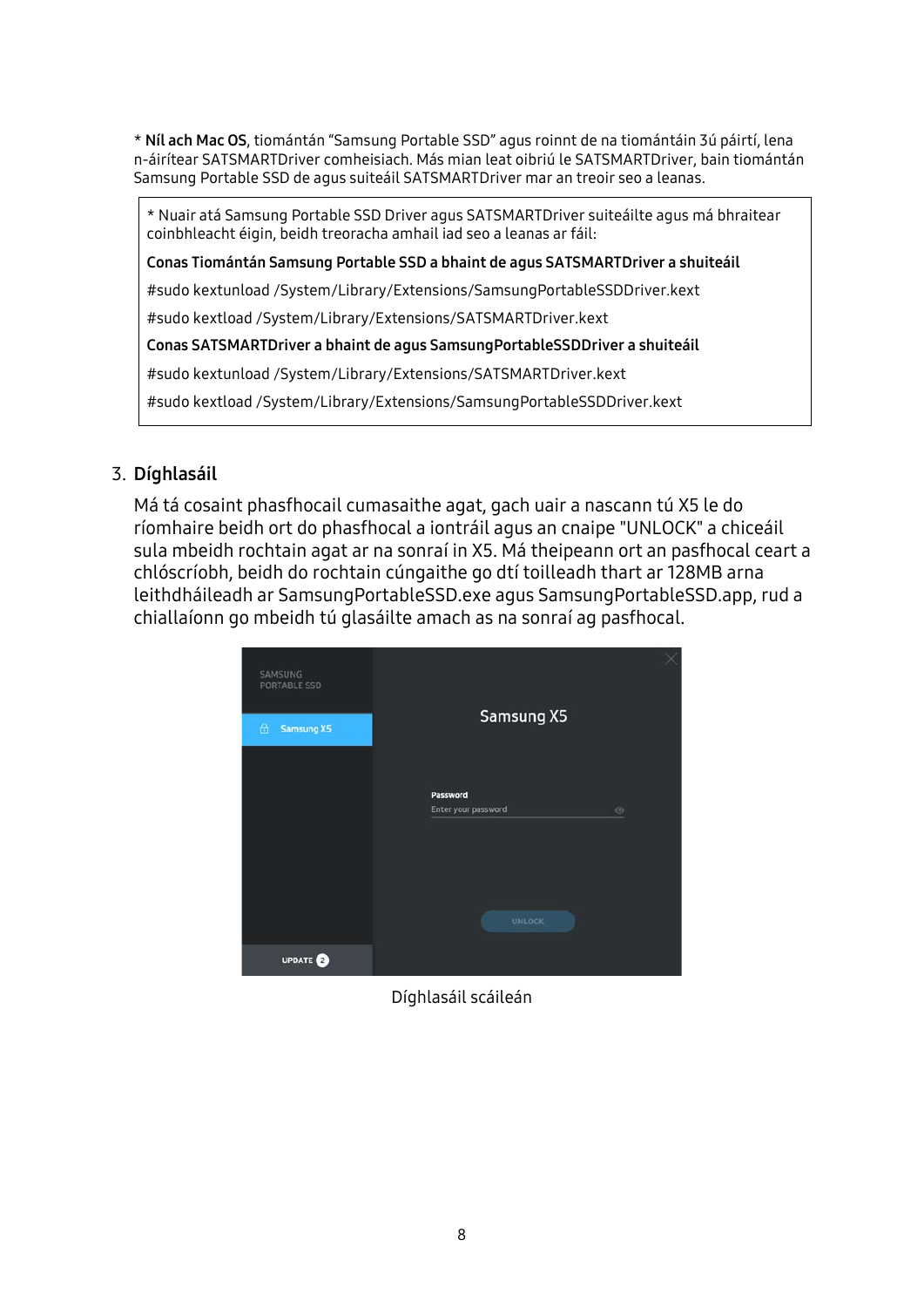\* **Níl ach Mac OS**, tiomántán “Samsung Portable SSD” agus roinnt de na tiomántáin 3ú páirtí, lena n-áirítear SATSMARTDriver comheisiach. Más mian leat oibriú le SATSMARTDriver, bain tiomántán Samsung Portable SSD de agus suiteáil SATSMARTDriver mar an treoir seo a leanas.

> \* Nuair atá Samsung Portable SSD Driver agus SATSMARTDriver suiteáilte agus má bhraitear coinbhleacht éigin, beidh treoracha amhail iad seo a leanas ar fáil:
>
> **Conas Tiomántán Samsung Portable SSD a bhaint de agus SATSMARTDriver a shuiteáil**
>
> #sudo kextunload /System/Library/Extensions/SamsungPortableSSDDriver.kext
>
> #sudo kextload /System/Library/Extensions/SATSMARTDriver.kext
>
> **Conas SATSMARTDriver a bhaint de agus SamsungPortableSSDDriver a shuiteáil**
>
> #sudo kextunload /System/Library/Extensions/SATSMARTDriver.kext
>
> #sudo kextload /System/Library/Extensions/SamsungPortableSSDDriver.kext

3. **Díghlasáil**

Má tá cosaint phasfhocail cumasaithe agat, gach uair a nascann tú X5 le do ríomhaire beidh ort do phasfhocal a iontráil agus an cnaipe "UNLOCK" a chliceáil sula mbeidh rochtain agat ar na sonraí in X5. Má theipeann ort an pasfhocal ceart a chlóscríobh, beidh do rochtain cúngaithe go dtí toilleadh thart ar 128MB arna leithdháileadh ar SamsungPortableSSD.exe agus SamsungPortableSSD.app, rud a chiallaíonn go mbeidh tú glasáilte amach as na sonraí ag pasfhocal.

Díghlasáil scáileán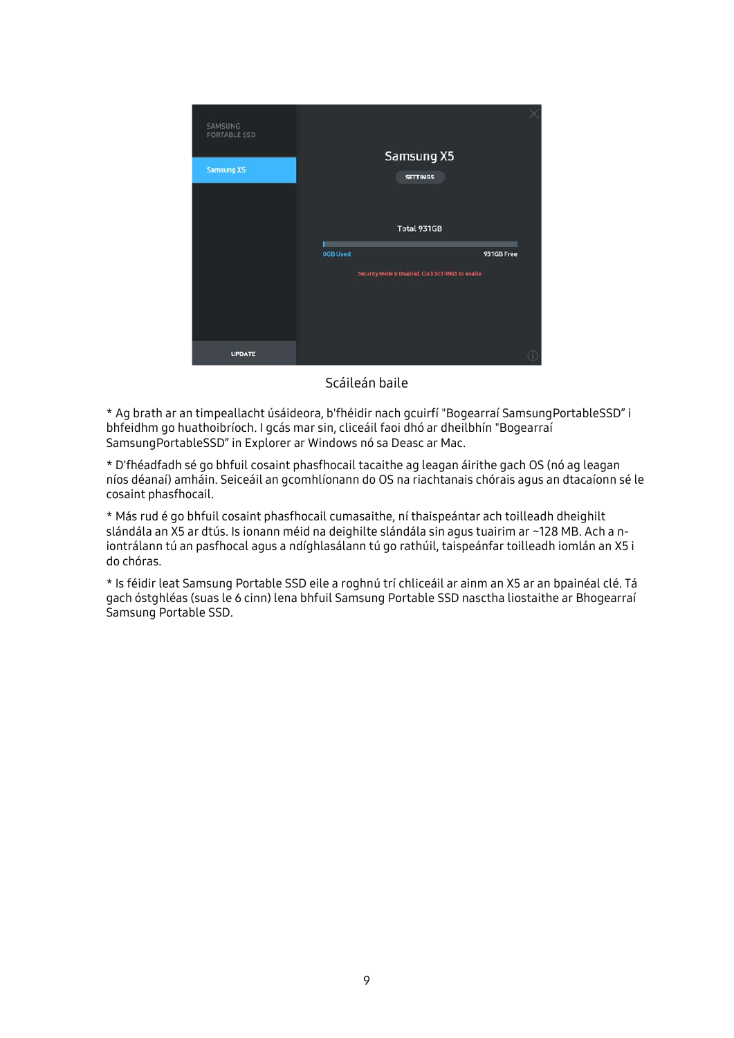Scáileán baile

* Ag brath ar an timpeallacht úsáideora, b'fhéidir nach gcuirfí "Bogearraí SamsungPortableSSD" i bhfeidhm go huathoibríoch. I gcás mar sin, cliceáil faoi dhó ar dheilbhín "Bogearraí SamsungPortableSSD" in Explorer ar Windows nó sa Deasc ar Mac.

* D'fhéadfadh sé go bhfuil cosaint phasfhocail tacaithe ag leagan áirithe gach OS (nó ag leagan níos déanaí) amháin. Seiceáil an gcomhlíonann do OS na riachtanais chórais agus an dtacaíonn sé le cosaint phasfhocail.

* Más rud é go bhfuil cosaint phasfhocail cumasaithe, ní thaispeántar ach toilleadh dheighilt slándála an X5 ar dtús. Is ionann méid na deighilte slándála sin agus tuairim ar ~128 MB. Ach a n-iontrálann tú an pasfhocal agus a ndíghlasálann tú go rathúil, taispeánfar toilleadh iomlán an X5 i do chóras.

* Is féidir leat Samsung Portable SSD eile a roghnú trí chliceáil ar ainm an X5 ar an bpainéal clé. Tá gach óstghléas (suas le 6 cinn) lena bhfuil Samsung Portable SSD nasctha liostaithe ar Bhogearraí Samsung Portable SSD.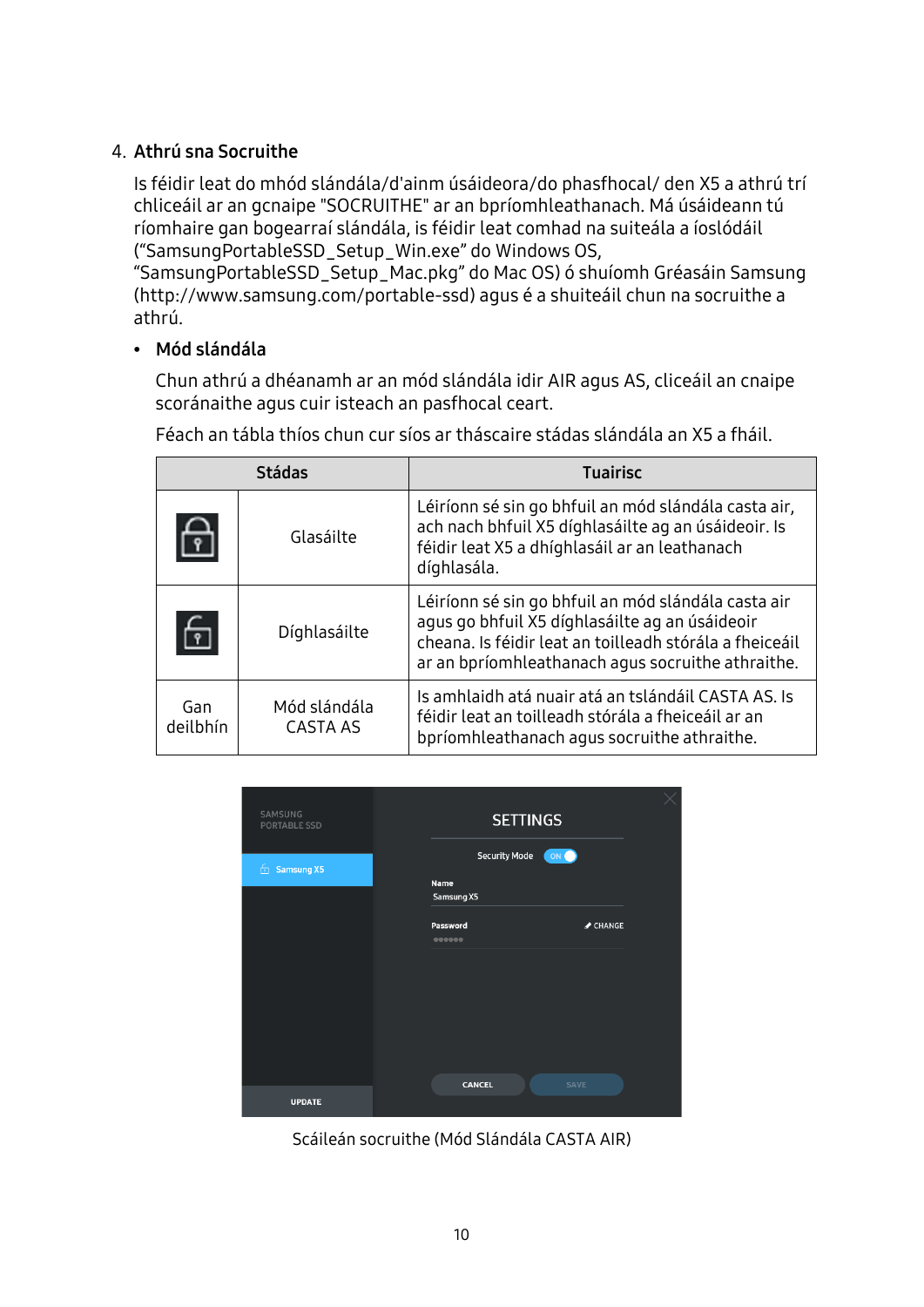4. **Athrú sna Socruithe**

Is féidir leat do mhód slándála/d'ainm úsáideora/do phasfhocal/ den X5 a athrú trí chliceáil ar an gcnaipe "SOCRUITHE" ar an bpríomhleathanach. Má úsáideann tú ríomhaire gan bogearraí slándála, is féidir leat comhad na suiteála a íoslódáil ("SamsungPortableSSD_Setup_Win.exe" do Windows OS, "SamsungPortableSSD_Setup_Mac.pkg" do Mac OS) ó shuíomh Gréasáin Samsung (http://www.samsung.com/portable-ssd) agus é a shuiteáil chun na socruithe a athrú.

- **Mód slándála**

  Chun athrú a dhéanamh ar an mód slándála idir AIR agus AS, cliceáil an cnaipe scoránaithe agus cuir isteach an pasfhocal ceart.

  Féach an tábla thíos chun cur síos ar tháscaire stádas slándála an X5 a fháil.

| Stádas | | Tuairisc |
|---|---|---|
| | Glasáilte | Léiríonn sé sin go bhfuil an mód slándála casta air, ach nach bhfuil X5 díghlasáilte ag an úsáideoir. Is féidir leat X5 a dhíghlasáil ar an leathanach díghlasála. |
| | Díghlasáilte | Léiríonn sé sin go bhfuil an mód slándála casta air agus go bhfuil X5 díghlasáilte ag an úsáideoir cheana. Is féidir leat an toilleadh stórála a fheiceáil ar an bpríomhleathanach agus socruithe athraithe. |
| Gan deilbhín | Mód slándála CASTA AS | Is amhlaidh atá nuair atá an tslándáil CASTA AS. Is féidir leat an toilleadh stórála a fheiceáil ar an bpríomhleathanach agus socruithe athraithe. |

Scáileán socruithe (Mód Slándála CASTA AIR)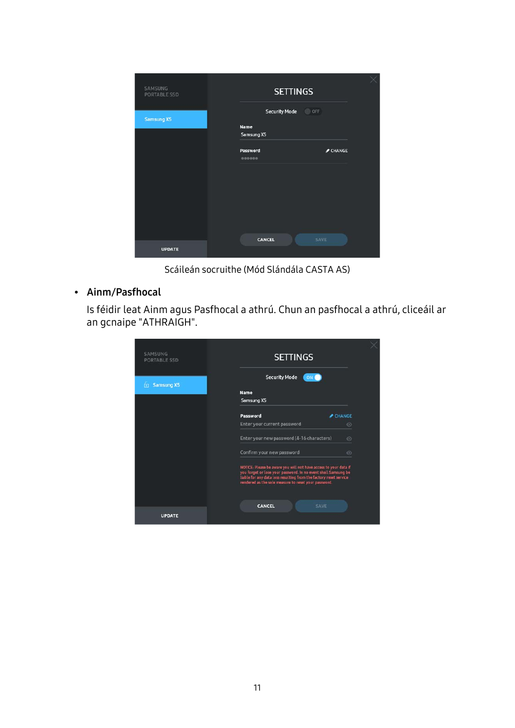Scáileán socruithe (Mód Slándála CASTA AS)

- **Ainm/Pasfhocal**

  Is féidir leat Ainm agus Pasfhocal a athrú. Chun an pasfhocal a athrú, cliceáil ar an gcnaipe "ATHRAIGH".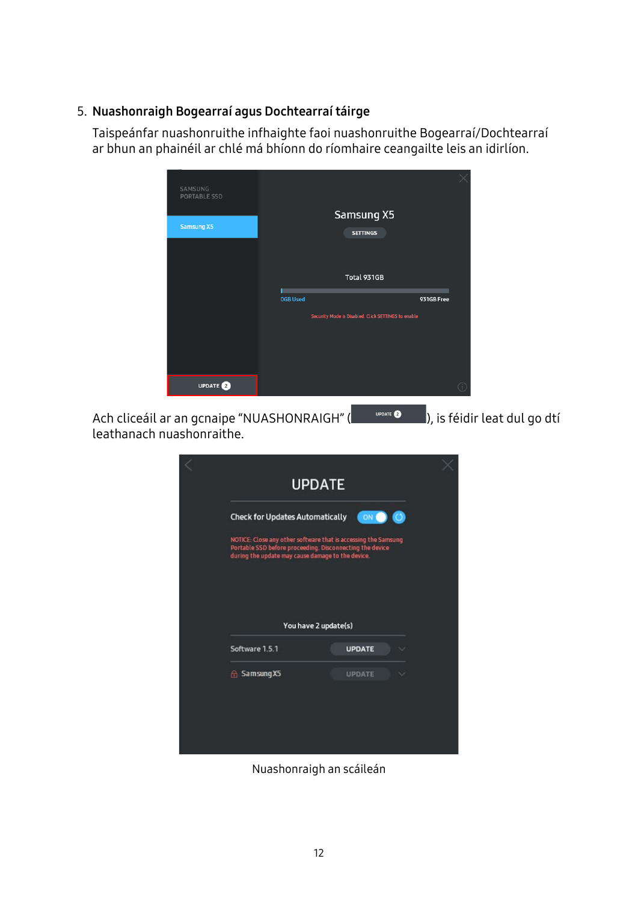5. **Nuashonraigh Bogearraí agus Dochtearraí táirge**

   Taispeánfar nuashonruithe infhaighte faoi nuashonruithe Bogearraí/Dochtearraí ar bhun an phainéil ar chlé má bhíonn do ríomhaire ceangailte leis an idirlíon.

   Ach cliceáil ar an gcnaipe "NUASHONRAIGH" ( UPDATE 2 ), is féidir leat dul go dtí leathanach nuashonraithe.

   Nuashonraigh an scáileán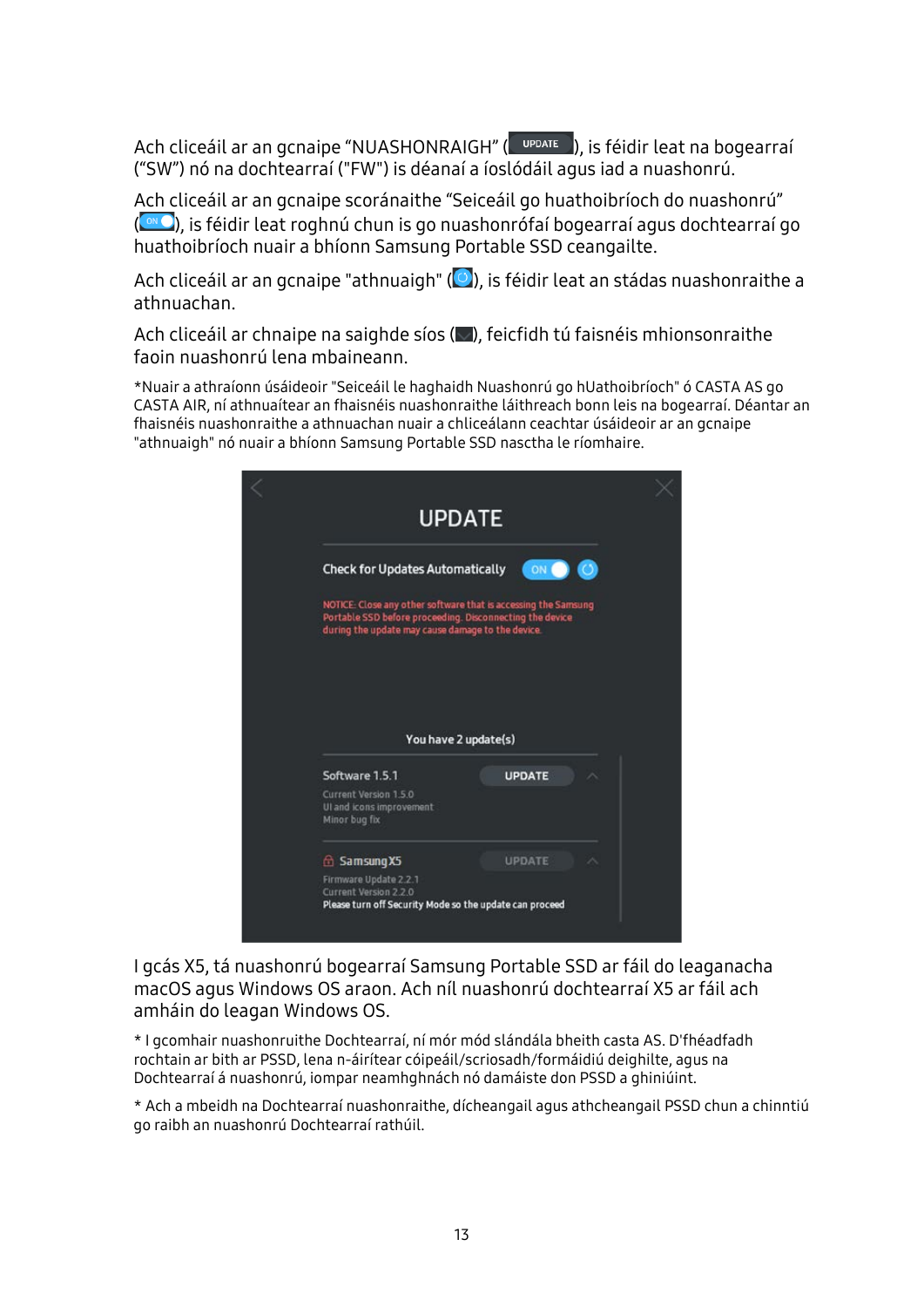Ach cliceáil ar an gcnaipe “NUASHONRAIGH” (UPDATE), is féidir leat na bogearraí (“SW”) nó na dochtearraí ("FW") is déanaí a íoslódáil agus iad a nuashonrú.

Ach cliceáil ar an gcnaipe scoránaithe “Seiceáil go huathoibríoch do nuashonrú” (ON), is féidir leat roghnú chun is go nuashonrófaí bogearraí agus dochtearraí go huathoibríoch nuair a bhíonn Samsung Portable SSD ceangailte.

Ach cliceáil ar an gcnaipe "athnuaigh" ( ), is féidir leat an stádas nuashonraithe a athnuachan.

Ach cliceáil ar chnaipe na saighde síos ( ), feicfidh tú faisnéis mhionsonraithe faoin nuashonrú lena mbaineann.

*Nuair a athraíonn úsáideoir "Seiceáil le haghaidh Nuashonrú go hUathoibríoch" ó CASTA AS go CASTA AIR, ní athnuaítear an fhaisnéis nuashonraithe láithreach bonn leis na bogearraí. Déantar an fhaisnéis nuashonraithe a athnuachan nuair a chliceálann ceachtar úsáideoir ar an gcnaipe "athnuaigh" nó nuair a bhíonn Samsung Portable SSD nasctha le ríomhaire.

UPDATE

Check for Updates Automatically ON

NOTICE: Close any other software that is accessing the Samsung Portable SSD before proceeding. Disconnecting the device during the update may cause damage to the device.

You have 2 update(s)

Software 1.5.1 UPDATE
Current Version 1.5.0
UI and icons improvement
Minor bug fix

Samsung X5 UPDATE
Firmware Update 2.2.1
Current Version 2.2.0
Please turn off Security Mode so the update can proceed

I gcás X5, tá nuashonrú bogearraí Samsung Portable SSD ar fáil do leaganacha macOS agus Windows OS araon. Ach níl nuashonrú dochtearraí X5 ar fáil ach amháin do leagan Windows OS.

* I gcomhair nuashonruithe Dochtearraí, ní mór mód slándála bheith casta AS. D'fhéadfadh rochtain ar bith ar PSSD, lena n-áirítear cóipeáil/scriosadh/formáidiú deighilte, agus na Dochtearraí á nuashonrú, iompar neamhghnách nó damáiste don PSSD a ghiniúint.

* Ach a mbeidh na Dochtearraí nuashonraithe, dícheangail agus athcheangail PSSD chun a chinntiú go raibh an nuashonrú Dochtearraí rathúil.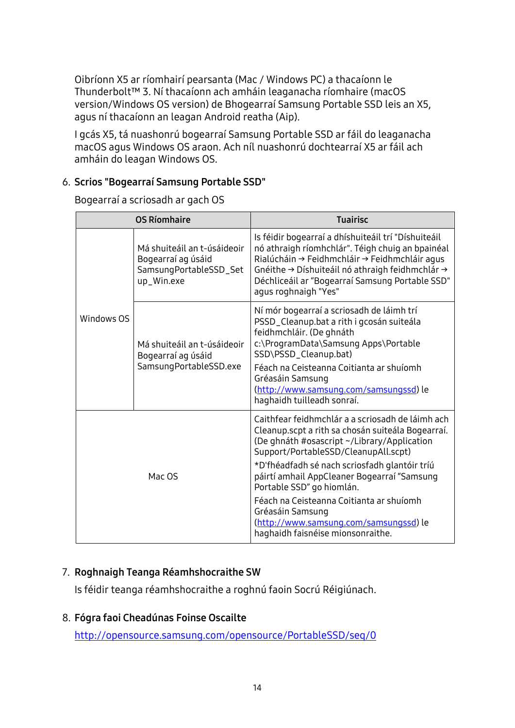Oibríonn X5 ar ríomhairí pearsanta (Mac / Windows PC) a thacaíonn le Thunderbolt™ 3. Ní thacaíonn ach amháin leaganacha ríomhaire (macOS version/Windows OS version) de Bhogearraí Samsung Portable SSD leis an X5, agus ní thacaíonn an leagan Android reatha (Aip).

I gcás X5, tá nuashonrú bogearraí Samsung Portable SSD ar fáil do leaganacha macOS agus Windows OS araon. Ach níl nuashonrú dochtearraí X5 ar fáil ach amháin do leagan Windows OS.

6. **Scrios "Bogearraí Samsung Portable SSD"**

   Bogearraí a scriosadh ar gach OS

| OS Ríomhaire | | Tuairisc |
|---|---|---|
| Windows OS | Má shuiteáil an t-úsáideoir Bogearraí ag úsáid SamsungPortableSSD_Setup_Win.exe | Is féidir bogearraí a dhíshuiteáil trí "Díshuiteáil nó athraigh ríomhchlár". Téigh chuig an bpainéal Rialúcháin → Feidhmchláir → Feidhmchláir agus Gnéithe → Díshuiteáil nó athraigh feidhmchlár → Déchliceáil ar "Bogearraí Samsung Portable SSD" agus roghnaigh "Yes" |
| | Má shuiteáil an t-úsáideoir Bogearraí ag úsáid SamsungPortableSSD.exe | Ní mór bogearraí a scriosadh de láimh trí PSSD_Cleanup.bat a rith i gcosán suiteála feidhmchláir. (De ghnáth c:\ProgramData\Samsung Apps\Portable SSD\PSSD_Cleanup.bat)<br>Féach na Ceisteanna Coitianta ar shuíomh Gréasáin Samsung (http://www.samsung.com/samsungssd) le haghaidh tuilleadh sonraí. |
| Mac OS | | Caithfear feidhmchlár a a scriosadh de láimh ach Cleanup.scpt a rith sa chosán suiteála Bogearraí. (De ghnáth #osascript ~/Library/Application Support/PortableSSD/CleanupAll.scpt)<br>*D'fhéadfadh sé nach scriosfadh glantóir tríú páirtí amhail AppCleaner Bogearraí "Samsung Portable SSD" go hiomlán.<br>Féach na Ceisteanna Coitianta ar shuíomh Gréasáin Samsung (http://www.samsung.com/samsungssd) le haghaidh faisnéise mionsonraithe. |

7. **Roghnaigh Teanga Réamhshocraithe SW**

   Is féidir teanga réamhshocraithe a roghnú faoin Socrú Réigiúnach.

8. **Fógra faoi Cheadúnas Foinse Oscailte**

   http://opensource.samsung.com/opensource/PortableSSD/seq/0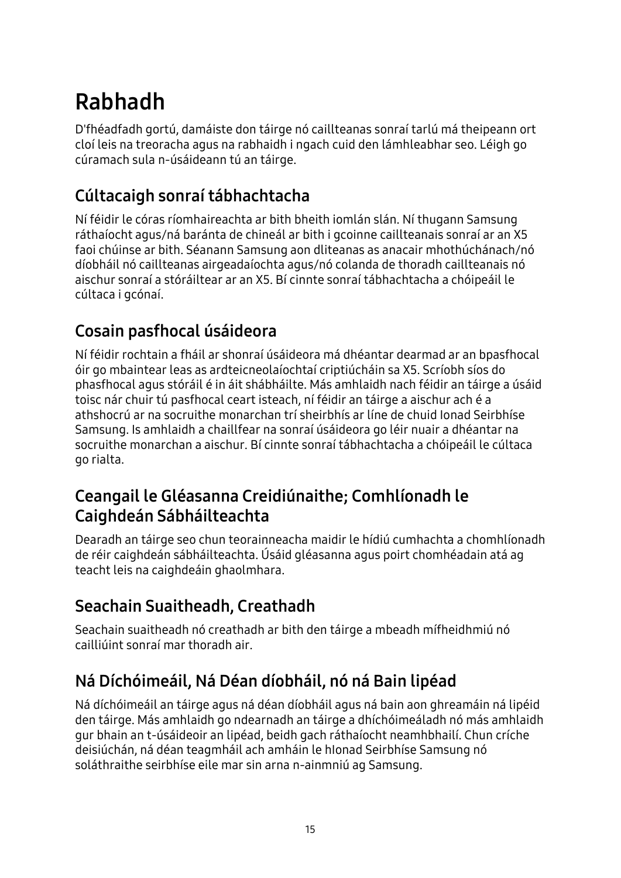# Rabhadh

D'fhéadfadh gortú, damáiste don táirge nó caillteanas sonraí tarlú má theipeann ort cloí leis na treoracha agus na rabhaidh i ngach cuid den lámhleabhar seo. Léigh go cúramach sula n-úsáideann tú an táirge.

## Cúltacaigh sonraí tábhachtacha

Ní féidir le córas ríomhaireachta ar bith bheith iomlán slán. Ní thugann Samsung ráthaíocht agus/ná baránta de chineál ar bith i gcoinne caillteanais sonraí ar an X5 faoi chúinse ar bith. Séanann Samsung aon dliteanas as anacair mhothúchánach/nó díobháil nó caillteanas airgeadaíochta agus/nó colanda de thoradh caillteanais nó aischur sonraí a stóráiltear ar an X5. Bí cinnte sonraí tábhachtacha a chóipeáil le cúltaca i gcónaí.

## Cosain pasfhocal úsáideora

Ní féidir rochtain a fháil ar shonraí úsáideora má dhéantar dearmad ar an bpasfhocal óir go mbaintear leas as ardteicneolaíochtaí criptiúcháin sa X5. Scríobh síos do phasfhocal agus stóráil é in áit shábháilte. Más amhlaidh nach féidir an táirge a úsáid toisc nár chuir tú pasfhocal ceart isteach, ní féidir an táirge a aischur ach é a athshocrú ar na socruithe monarchan trí sheirbhís ar líne de chuid Ionad Seirbhíse Samsung. Is amhlaidh a chaillfear na sonraí úsáideora go léir nuair a dhéantar na socruithe monarchan a aischur. Bí cinnte sonraí tábhachtacha a chóipeáil le cúltaca go rialta.

## Ceangail le Gléasanna Creidiúnaithe; Comhlíonadh le Caighdeán Sábháilteachta

Dearadh an táirge seo chun teorainneacha maidir le hídiú cumhachta a chomhlíonadh de réir caighdeán sábháilteachta. Úsáid gléasanna agus poirt chomhéadain atá ag teacht leis na caighdeáin ghaolmhara.

## Seachain Suaitheadh, Creathadh

Seachain suaitheadh nó creathadh ar bith den táirge a mbeadh mífheidhmiú nó cailliúint sonraí mar thoradh air.

## Ná Díchóimeáil, Ná Déan díobháil, nó ná Bain lipéad

Ná díchóimeáil an táirge agus ná déan díobháil agus ná bain aon ghreamáin ná lipéid den táirge. Más amhlaidh go ndearnadh an táirge a dhíchóimeáladh nó más amhlaidh gur bhain an t-úsáideoir an lipéad, beidh gach ráthaíocht neamhbhailí. Chun críche deisiúchán, ná déan teagmháil ach amháin le hIonad Seirbhíse Samsung nó soláthraithe seirbhíse eile mar sin arna n-ainmniú ag Samsung.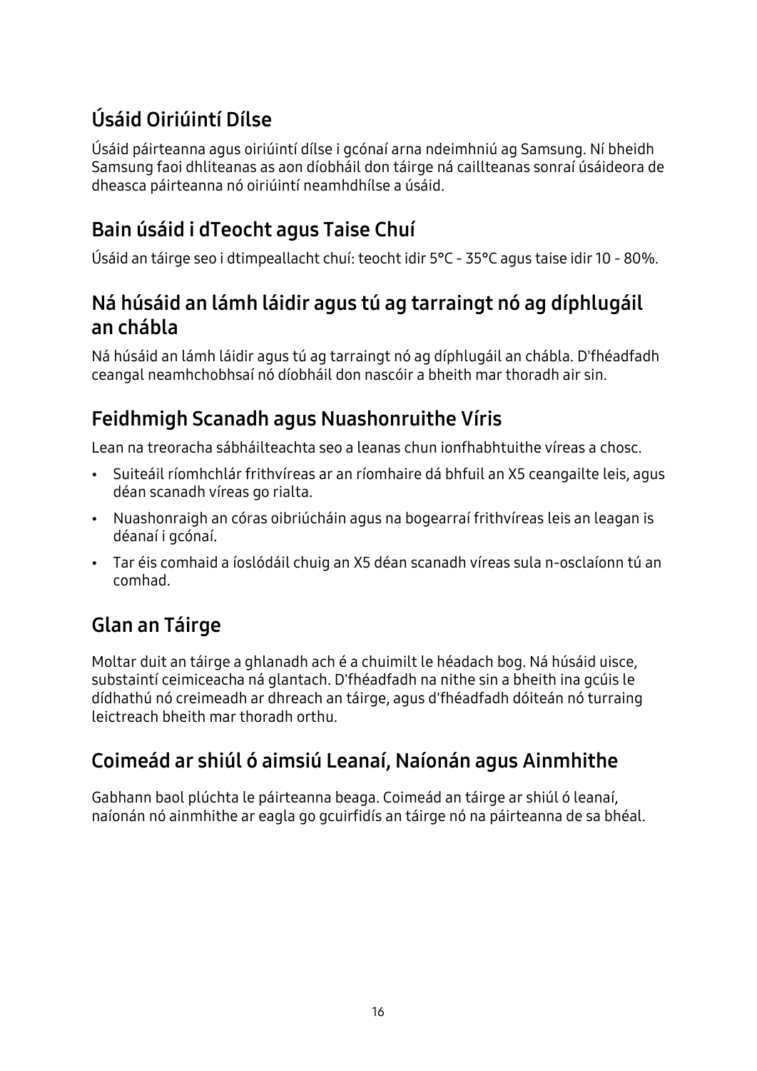## Úsáid Oiriúintí Dílse

Úsáid páirteanna agus oiriúintí dílse i gcónaí arna ndeimhniú ag Samsung. Ní bheidh Samsung faoi dhliteanas as aon díobháil don táirge ná caillteanas sonraí úsáideora de dheasca páirteanna nó oiriúintí neamhdhílse a úsáid.

## Bain úsáid i dTeocht agus Taise Chuí

Úsáid an táirge seo i dtimpeallacht chuí: teocht idir 5°C - 35°C agus taise idir 10 - 80%.

## Ná húsáid an lámh láidir agus tú ag tarraingt nó ag díphlugáil an chábla

Ná húsáid an lámh láidir agus tú ag tarraingt nó ag díphlugáil an chábla. D'fhéadfadh ceangal neamhchobhsaí nó díobháil don nascóir a bheith mar thoradh air sin.

## Feidhmigh Scanadh agus Nuashonruithe Víris

Lean na treoracha sábháilteachta seo a leanas chun ionfhabhtuithe víreas a chosc.

- Suiteáil ríomhchlár frithvíreas ar an ríomhaire dá bhfuil an X5 ceangailte leis, agus déan scanadh víreas go rialta.
- Nuashonraigh an córas oibriúcháin agus na bogearraí frithvíreas leis an leagan is déanaí i gcónaí.
- Tar éis comhaid a íoslódáil chuig an X5 déan scanadh víreas sula n-osclaíonn tú an comhad.

## Glan an Táirge

Moltar duit an táirge a ghlanadh ach é a chuimilt le héadach bog. Ná húsáid uisce, substaintí ceimiceacha ná glantach. D'fhéadfadh na nithe sin a bheith ina gcúis le dídhathú nó creimeadh ar dhreach an táirge, agus d'fhéadfadh dóiteán nó turraing leictreach bheith mar thoradh orthu.

## Coimeád ar shiúl ó aimsiú Leanaí, Naíonán agus Ainmhithe

Gabhann baol plúchta le páirteanna beaga. Coimeád an táirge ar shiúl ó leanaí, naíonán nó ainmhithe ar eagla go gcuirfidís an táirge nó na páirteanna de sa bhéal.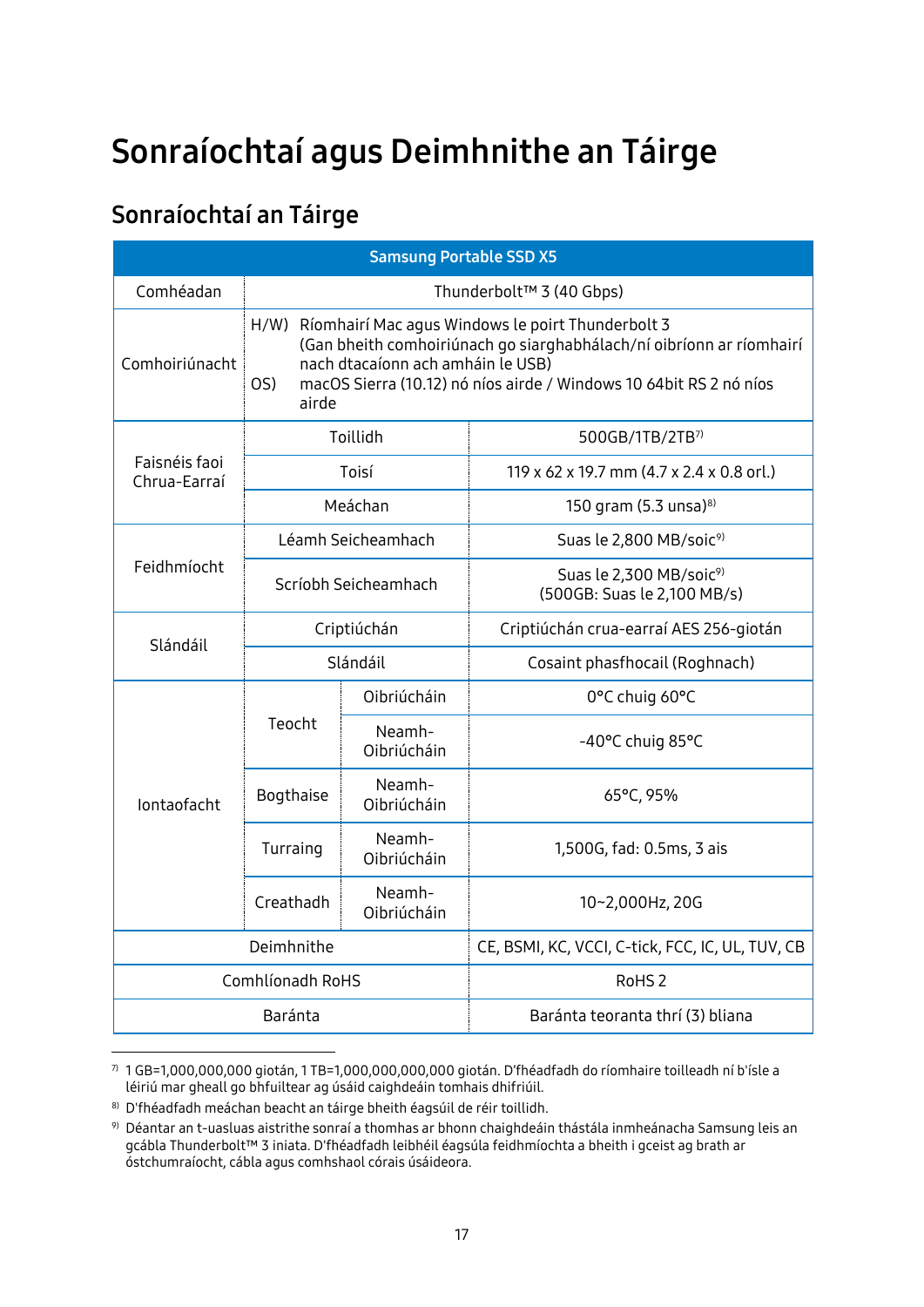# Sonraíochtaí agus Deimhnithe an Táirge

## Sonraíochtaí an Táirge

| Samsung Portable SSD X5 | | | |
|---|---|---|---|
| Comhéadan | Thunderbolt™ 3 (40 Gbps) | | |
| Comhoiriúnacht | H/W) Ríomhairí Mac agus Windows le poirt Thunderbolt 3 (Gan bheith comhoiriúnach go siarghabhálach/ní oibríonn ar ríomhairí nach dtacaíonn ach amháin le USB)<br>OS) macOS Sierra (10.12) nó níos airde / Windows 10 64bit RS 2 nó níos airde | | |
| Faisnéis faoi Chrua-Earraí | Toillidh | | 500GB/1TB/2TB[7] |
| | Toisí | | 119 x 62 x 19.7 mm (4.7 x 2.4 x 0.8 orl.) |
| | Meáchan | | 150 gram (5.3 unsa)[8] |
| Feidhmíocht | Léamh Seicheamhach | | Suas le 2,800 MB/soic[9] |
| | Scríobh Seicheamhach | | Suas le 2,300 MB/soic[9] (500GB: Suas le 2,100 MB/s) |
| Slándáil | Criptiúchán | | Criptiúchán crua-earraí AES 256-giotán |
| | Slándáil | | Cosaint phasfhocail (Roghnach) |
| Iontaofacht | Teocht | Oibriúcháin | 0°C chuig 60°C |
| | | Neamh-Oibriúcháin | -40°C chuig 85°C |
| | Bogthaise | Neamh-Oibriúcháin | 65°C, 95% |
| | Turraing | Neamh-Oibriúcháin | 1,500G, fad: 0.5ms, 3 ais |
| | Creathadh | Neamh-Oibriúcháin | 10~2,000Hz, 20G |
| Deimhnithe | | | CE, BSMI, KC, VCCI, C-tick, FCC, IC, UL, TUV, CB |
| Comhlíonadh RoHS | | | RoHS 2 |
| Baránta | | | Baránta teoranta thrí (3) bliana |

[7] 1 GB=1,000,000,000 giotán, 1 TB=1,000,000,000,000 giotán. D'fhéadfadh do ríomhaire toilleadh ní b'ísle a léiriú mar gheall go bhfuiltear ag úsáid caighdeáin tomhais dhifriúil.

[8] D'fhéadfadh meáchan beacht an táirge bheith éagsúil de réir toillidh.

[9] Déantar an t-uasluas aistrithe sonraí a thomhas ar bhonn chaighdeáin thástála inmheánacha Samsung leis an gcábla Thunderbolt™ 3 iniata. D'fhéadfadh leibhéil éagsúla feidhmíochta a bheith i gceist ag brath ar óstchumraíocht, cábla agus comhshaol córais úsáideora.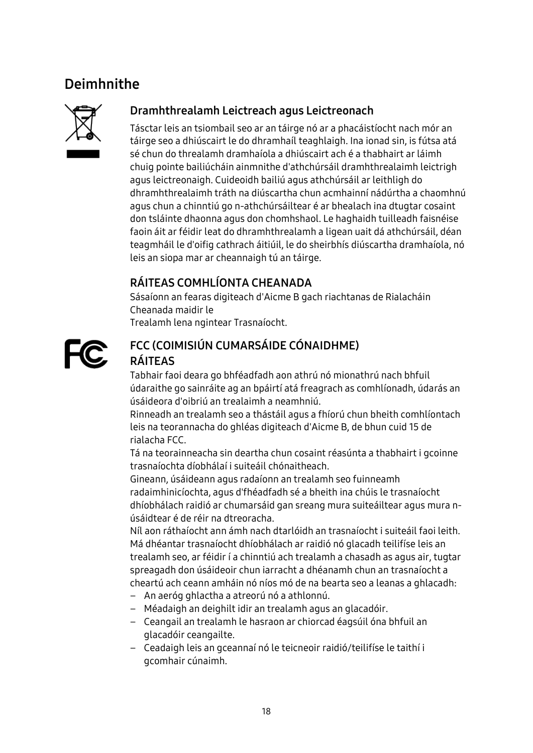# Deimhnithe

### Dramhthrealamh Leictreach agus Leictreonach

Tásctar leis an tsiombail seo ar an táirge nó ar a phacáistíocht nach mór an táirge seo a dhiúscairt le do dhramhaíl teaghlaigh. Ina ionad sin, is fútsa atá sé chun do threalamh dramhaíola a dhiúscairt ach é a thabhairt ar láimh chuig pointe bailiúcháin ainmnithe d'athchúrsáil dramhthrealaimh leictrigh agus leictreonaigh. Cuideoidh bailiú agus athchúrsáil ar leithligh do dhramhthrealaimh tráth na diúscartha chun acmhainní nádúrtha a chaomhnú agus chun a chinntiú go n-athchúrsáiltear é ar bhealach ina dtugtar cosaint don tsláinte dhaonna agus don chomhshaol. Le haghaidh tuilleadh faisnéise faoin áit ar féidir leat do dhramhthrealamh a ligean uait dá athchúrsáil, déan teagmháil le d'oifig cathrach áitiúil, le do sheirbhís diúscartha dramhaíola, nó leis an siopa mar ar cheannaigh tú an táirge.

### RÁITEAS COMHLÍONTA CHEANADA

Sásaíonn an fearas digiteach d'Aicme B gach riachtanas de Rialacháin Cheanada maidir le
Trealamh lena ngintear Trasnaíocht.

### FCC (COIMISIÚN CUMARSÁIDE CÓNAIDHME) RÁITEAS

Tabhair faoi deara go bhféadfadh aon athrú nó mionathrú nach bhfuil údaraithe go sainráite ag an bpáirtí atá freagrach as comhlíonadh, údarás an úsáideora d'oibriú an trealaimh a neamhniú.
Rinneadh an trealamh seo a thástáil agus a fhíorú chun bheith comhlíontach leis na teorannacha do ghléas digiteach d'Aicme B, de bhun cuid 15 de rialacha FCC.
Tá na teorainneacha sin deartha chun cosaint réasúnta a thabhairt i gcoinne trasnaíochta díobhálaí i suiteáil chónaitheach.
Gineann, úsáideann agus radaíonn an trealamh seo fuinneamh radaimhinicíochta, agus d'fhéadfadh sé a bheith ina chúis le trasnaíocht dhíobhálach raidió ar chumarsáid gan sreang mura suiteáiltear agus mura n-úsáidtear é de réir na dtreoracha.
Níl aon ráthaíocht ann ámh nach dtarlóidh an trasnaíocht i suiteáil faoi leith. Má dhéantar trasnaíocht dhíobhálach ar raidió nó glacadh teilifíse leis an trealamh seo, ar féidir í a chinntiú ach trealamh a chasadh as agus air, tugtar spreagadh don úsáideoir chun iarracht a dhéanamh chun an trasnaíocht a cheartú ach ceann amháin nó níos mó de na bearta seo a leanas a ghlacadh:

- An aeróg ghlactha a atreorú nó a athlonnú.
- Méadaigh an deighilt idir an trealamh agus an glacadóir.
- Ceangail an trealamh le hasraon ar chiorcad éagsúil óna bhfuil an glacadóir ceangailte.
- Ceadaigh leis an gceannaí nó le teicneoir raidió/teilifíse le taithí i gcomhair cúnaimh.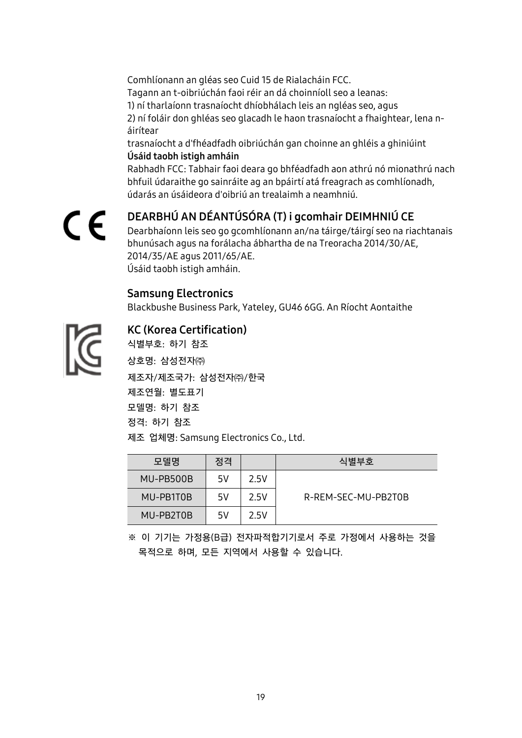Comhlíonann an gléas seo Cuid 15 de Rialacháin FCC.
Tagann an t-oibriúchán faoi réir an dá choinníoll seo a leanas:
1) ní tharlaíonn trasnaíocht dhíobhálach leis an ngléas seo, agus
2) ní foláir don ghléas seo glacadh le haon trasnaíocht a fhaightear, lena n-áirítear
trasnaíocht a d'fhéadfadh oibriúchán gan choinne an ghléis a ghiniúint

**Úsáid taobh istigh amháin**

Rabhadh FCC: Tabhair faoi deara go bhféadfadh aon athrú nó mionathrú nach bhfuil údaraithe go sainráite ag an bpáirtí atá freagrach as comhlíonadh, údarás an úsáideora d'oibriú an trealaimh a neamhniú.

## DEARBHÚ AN DÉANTÚSÓRA (T) i gcomhair DEIMHNIÚ CE

Dearbhaíonn leis seo go gcomhlíonann an/na táirge/táirgí seo na riachtanais bhunúsach agus na forálacha ábhartha de na Treoracha 2014/30/AE, 2014/35/AE agus 2011/65/AE.
Úsáid taobh istigh amháin.

## Samsung Electronics

Blackbushe Business Park, Yateley, GU46 6GG. An Ríocht Aontaithe

## KC (Korea Certification)

식별부호: 하기 참조

상호명: 삼성전자㈜

제조자/제조국가: 삼성전자㈜/한국

제조연월: 별도표기

모델명: 하기 참조

정격: 하기 참조

제조 업체명: Samsung Electronics Co., Ltd.

| 모델명 | 정격 | | 식별부호 |
|---|---|---|---|
| MU-PB500B | 5V | 2.5V | R-REM-SEC-MU-PB2T0B |
| MU-PB1T0B | 5V | 2.5V | |
| MU-PB2T0B | 5V | 2.5V | |

※ 이 기기는 가정용(B급) 전자파적합기기로서 주로 가정에서 사용하는 것을 목적으로 하며, 모든 지역에서 사용할 수 있습니다.